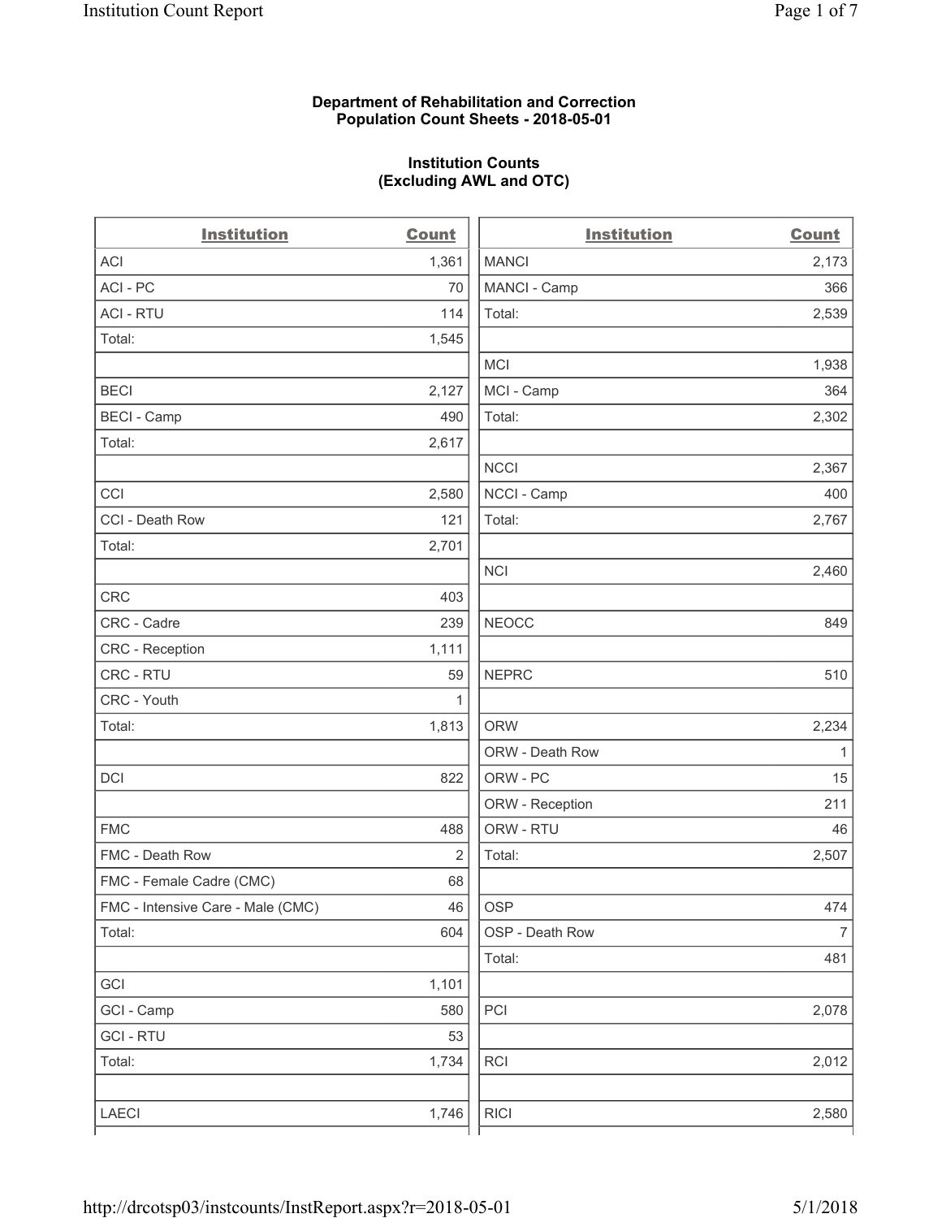**Department of Rehabilitation and Correction**
**Population Count Sheets - 2018-05-01**

**Institution Counts**
**(Excluding AWL and OTC)**

| Institution | Count |
|---|---|
| ACI | 1,361 |
| ACI - PC | 70 |
| ACI - RTU | 114 |
| Total: | 1,545 |
| | |
| BECI | 2,127 |
| BECI - Camp | 490 |
| Total: | 2,617 |
| | |
| CCI | 2,580 |
| CCI - Death Row | 121 |
| Total: | 2,701 |
| | |
| CRC | 403 |
| CRC - Cadre | 239 |
| CRC - Reception | 1,111 |
| CRC - RTU | 59 |
| CRC - Youth | 1 |
| Total: | 1,813 |
| | |
| DCI | 822 |
| | |
| FMC | 488 |
| FMC - Death Row | 2 |
| FMC - Female Cadre (CMC) | 68 |
| FMC - Intensive Care - Male (CMC) | 46 |
| Total: | 604 |
| | |
| GCI | 1,101 |
| GCI - Camp | 580 |
| GCI - RTU | 53 |
| Total: | 1,734 |
| | |
| LAECI | 1,746 |
| MANCI | 2,173 |
| MANCI - Camp | 366 |
| Total: | 2,539 |
| | |
| MCI | 1,938 |
| MCI - Camp | 364 |
| Total: | 2,302 |
| | |
| NCCI | 2,367 |
| NCCI - Camp | 400 |
| Total: | 2,767 |
| | |
| NCI | 2,460 |
| | |
| NEOCC | 849 |
| | |
| NEPRC | 510 |
| | |
| ORW | 2,234 |
| ORW - Death Row | 1 |
| ORW - PC | 15 |
| ORW - Reception | 211 |
| ORW - RTU | 46 |
| Total: | 2,507 |
| | |
| OSP | 474 |
| OSP - Death Row | 7 |
| Total: | 481 |
| | |
| PCI | 2,078 |
| | |
| RCI | 2,012 |
| | |
| RICI | 2,580 |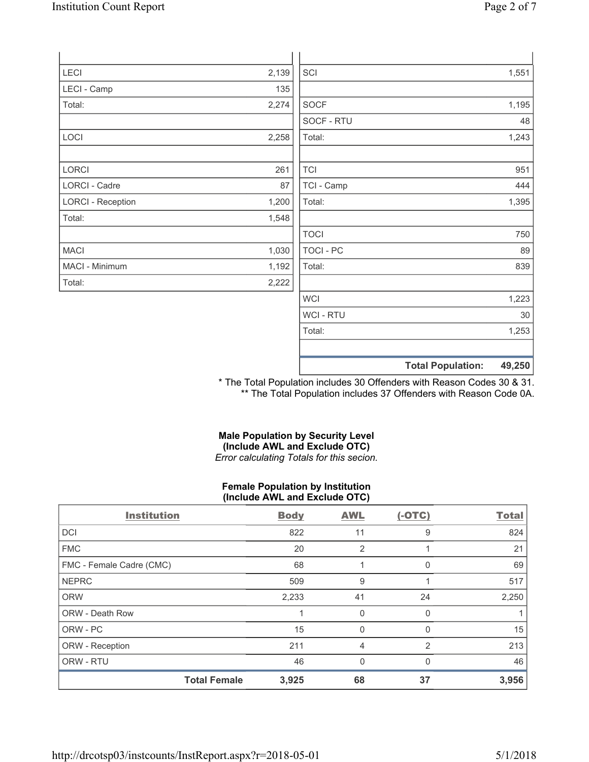| | |
|---|---|
| LECI | 2,139 |
| LECI - Camp | 135 |
| Total: | 2,274 |
| | |
| LOCI | 2,258 |
| | |
| LORCI | 261 |
| LORCI - Cadre | 87 |
| LORCI - Reception | 1,200 |
| Total: | 1,548 |
| | |
| MACI | 1,030 |
| MACI - Minimum | 1,192 |
| Total: | 2,222 |

| | |
|---|---|
| SCI | 1,551 |
| | |
| SOCF | 1,195 |
| SOCF - RTU | 48 |
| Total: | 1,243 |
| | |
| TCI | 951 |
| TCI - Camp | 444 |
| Total: | 1,395 |
| | |
| TOCI | 750 |
| TOCI - PC | 89 |
| Total: | 839 |
| | |
| WCI | 1,223 |
| WCI - RTU | 30 |
| Total: | 1,253 |
| | |
| **Total Population:** | **49,250** |

* The Total Population includes 30 Offenders with Reason Codes 30 & 31.
** The Total Population includes 37 Offenders with Reason Code 0A.

**Male Population by Security Level**
**(Include AWL and Exclude OTC)**
*Error calculating Totals for this secion.*

**Female Population by Institution**
**(Include AWL and Exclude OTC)**

| Institution | Body | AWL | (-OTC) | Total |
|---|---|---|---|---|
| DCI | 822 | 11 | 9 | 824 |
| FMC | 20 | 2 | 1 | 21 |
| FMC - Female Cadre (CMC) | 68 | 1 | 0 | 69 |
| NEPRC | 509 | 9 | 1 | 517 |
| ORW | 2,233 | 41 | 24 | 2,250 |
| ORW - Death Row | 1 | 0 | 0 | 1 |
| ORW - PC | 15 | 0 | 0 | 15 |
| ORW - Reception | 211 | 4 | 2 | 213 |
| ORW - RTU | 46 | 0 | 0 | 46 |
| **Total Female** | **3,925** | **68** | **37** | **3,956** |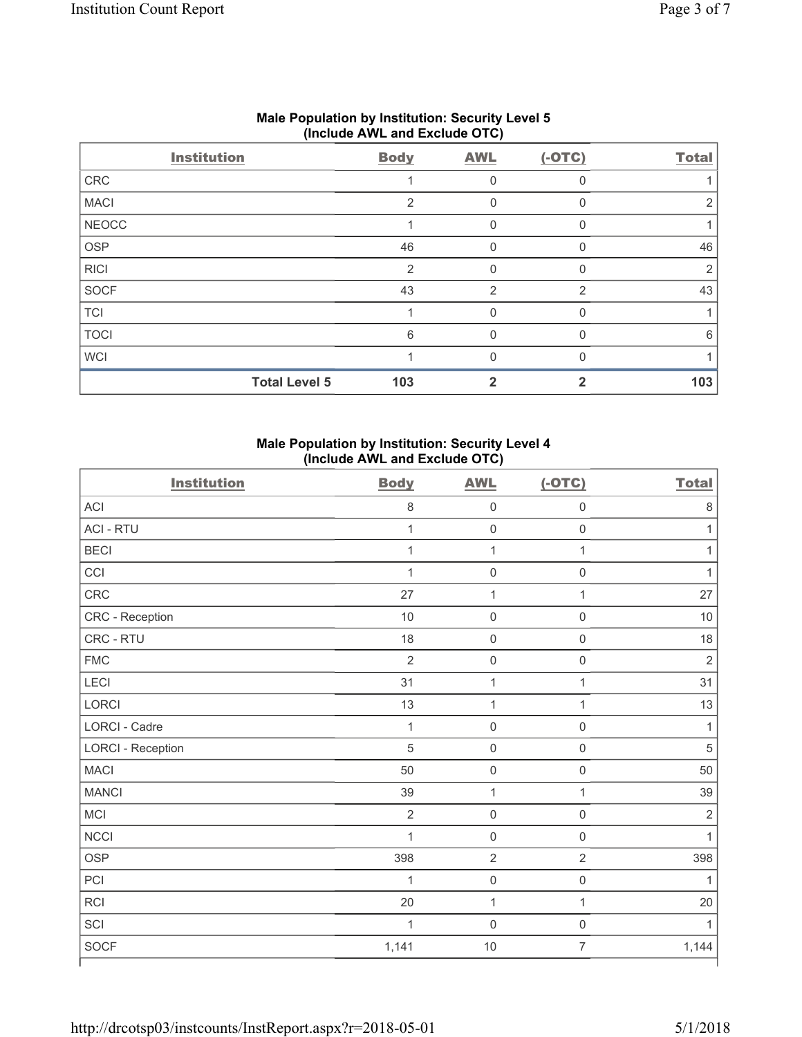**Male Population by Institution: Security Level 5 (Include AWL and Exclude OTC)**

| Institution | Body | AWL | (-OTC) | Total |
|---|---|---|---|---|
| CRC | 1 | 0 | 0 | 1 |
| MACI | 2 | 0 | 0 | 2 |
| NEOCC | 1 | 0 | 0 | 1 |
| OSP | 46 | 0 | 0 | 46 |
| RICI | 2 | 0 | 0 | 2 |
| SOCF | 43 | 2 | 2 | 43 |
| TCI | 1 | 0 | 0 | 1 |
| TOCI | 6 | 0 | 0 | 6 |
| WCI | 1 | 0 | 0 | 1 |
| **Total Level 5** | **103** | **2** | **2** | **103** |

**Male Population by Institution: Security Level 4 (Include AWL and Exclude OTC)**

| Institution | Body | AWL | (-OTC) | Total |
|---|---|---|---|---|
| ACI | 8 | 0 | 0 | 8 |
| ACI - RTU | 1 | 0 | 0 | 1 |
| BECI | 1 | 1 | 1 | 1 |
| CCI | 1 | 0 | 0 | 1 |
| CRC | 27 | 1 | 1 | 27 |
| CRC - Reception | 10 | 0 | 0 | 10 |
| CRC - RTU | 18 | 0 | 0 | 18 |
| FMC | 2 | 0 | 0 | 2 |
| LECI | 31 | 1 | 1 | 31 |
| LORCI | 13 | 1 | 1 | 13 |
| LORCI - Cadre | 1 | 0 | 0 | 1 |
| LORCI - Reception | 5 | 0 | 0 | 5 |
| MACI | 50 | 0 | 0 | 50 |
| MANCI | 39 | 1 | 1 | 39 |
| MCI | 2 | 0 | 0 | 2 |
| NCCI | 1 | 0 | 0 | 1 |
| OSP | 398 | 2 | 2 | 398 |
| PCI | 1 | 0 | 0 | 1 |
| RCI | 20 | 1 | 1 | 20 |
| SCI | 1 | 0 | 0 | 1 |
| SOCF | 1,141 | 10 | 7 | 1,144 |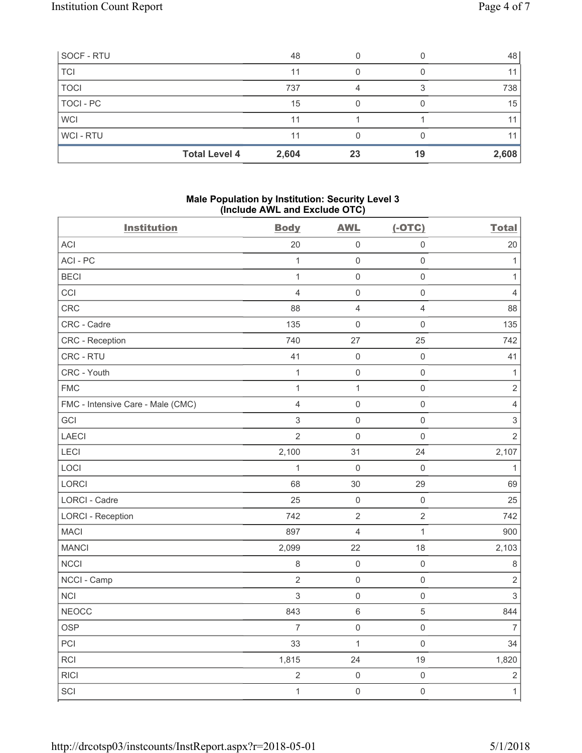| | Body | AWL | (-OTC) | Total |
|---|---|---|---|---|
| SOCF - RTU | 48 | 0 | 0 | 48 |
| TCI | 11 | 0 | 0 | 11 |
| TOCI | 737 | 4 | 3 | 738 |
| TOCI - PC | 15 | 0 | 0 | 15 |
| WCI | 11 | 1 | 1 | 11 |
| WCI - RTU | 11 | 0 | 0 | 11 |
| **Total Level 4** | **2,604** | **23** | **19** | **2,608** |

### Male Population by Institution: Security Level 3 (Include AWL and Exclude OTC)

| Institution | Body | AWL | (-OTC) | Total |
|---|---|---|---|---|
| ACI | 20 | 0 | 0 | 20 |
| ACI - PC | 1 | 0 | 0 | 1 |
| BECI | 1 | 0 | 0 | 1 |
| CCI | 4 | 0 | 0 | 4 |
| CRC | 88 | 4 | 4 | 88 |
| CRC - Cadre | 135 | 0 | 0 | 135 |
| CRC - Reception | 740 | 27 | 25 | 742 |
| CRC - RTU | 41 | 0 | 0 | 41 |
| CRC - Youth | 1 | 0 | 0 | 1 |
| FMC | 1 | 1 | 0 | 2 |
| FMC - Intensive Care - Male (CMC) | 4 | 0 | 0 | 4 |
| GCI | 3 | 0 | 0 | 3 |
| LAECI | 2 | 0 | 0 | 2 |
| LECI | 2,100 | 31 | 24 | 2,107 |
| LOCI | 1 | 0 | 0 | 1 |
| LORCI | 68 | 30 | 29 | 69 |
| LORCI - Cadre | 25 | 0 | 0 | 25 |
| LORCI - Reception | 742 | 2 | 2 | 742 |
| MACI | 897 | 4 | 1 | 900 |
| MANCI | 2,099 | 22 | 18 | 2,103 |
| NCCI | 8 | 0 | 0 | 8 |
| NCCI - Camp | 2 | 0 | 0 | 2 |
| NCI | 3 | 0 | 0 | 3 |
| NEOCC | 843 | 6 | 5 | 844 |
| OSP | 7 | 0 | 0 | 7 |
| PCI | 33 | 1 | 0 | 34 |
| RCI | 1,815 | 24 | 19 | 1,820 |
| RICI | 2 | 0 | 0 | 2 |
| SCI | 1 | 0 | 0 | 1 |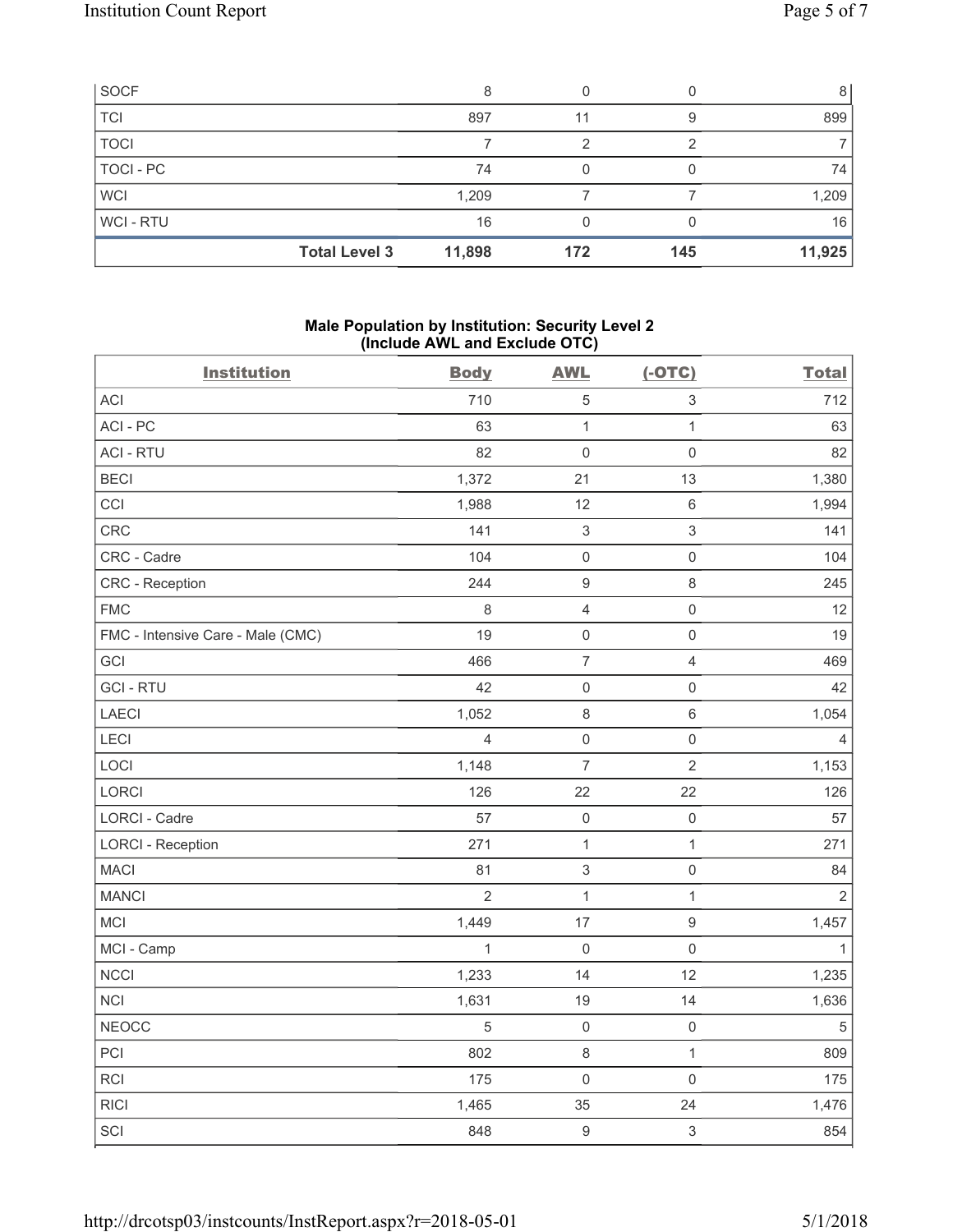| SOCF | 8 | 0 | 0 | 8 |
|---|---|---|---|---|
| TCI | 897 | 11 | 9 | 899 |
| TOCI | 7 | 2 | 2 | 7 |
| TOCI - PC | 74 | 0 | 0 | 74 |
| WCI | 1,209 | 7 | 7 | 1,209 |
| WCI - RTU | 16 | 0 | 0 | 16 |
| **Total Level 3** | **11,898** | **172** | **145** | **11,925** |

**Male Population by Institution: Security Level 2 (Include AWL and Exclude OTC)**

| Institution | Body | AWL | (-OTC) | Total |
|---|---|---|---|---|
| ACI | 710 | 5 | 3 | 712 |
| ACI - PC | 63 | 1 | 1 | 63 |
| ACI - RTU | 82 | 0 | 0 | 82 |
| BECI | 1,372 | 21 | 13 | 1,380 |
| CCI | 1,988 | 12 | 6 | 1,994 |
| CRC | 141 | 3 | 3 | 141 |
| CRC - Cadre | 104 | 0 | 0 | 104 |
| CRC - Reception | 244 | 9 | 8 | 245 |
| FMC | 8 | 4 | 0 | 12 |
| FMC - Intensive Care - Male (CMC) | 19 | 0 | 0 | 19 |
| GCI | 466 | 7 | 4 | 469 |
| GCI - RTU | 42 | 0 | 0 | 42 |
| LAECI | 1,052 | 8 | 6 | 1,054 |
| LECI | 4 | 0 | 0 | 4 |
| LOCI | 1,148 | 7 | 2 | 1,153 |
| LORCI | 126 | 22 | 22 | 126 |
| LORCI - Cadre | 57 | 0 | 0 | 57 |
| LORCI - Reception | 271 | 1 | 1 | 271 |
| MACI | 81 | 3 | 0 | 84 |
| MANCI | 2 | 1 | 1 | 2 |
| MCI | 1,449 | 17 | 9 | 1,457 |
| MCI - Camp | 1 | 0 | 0 | 1 |
| NCCI | 1,233 | 14 | 12 | 1,235 |
| NCI | 1,631 | 19 | 14 | 1,636 |
| NEOCC | 5 | 0 | 0 | 5 |
| PCI | 802 | 8 | 1 | 809 |
| RCI | 175 | 0 | 0 | 175 |
| RICI | 1,465 | 35 | 24 | 1,476 |
| SCI | 848 | 9 | 3 | 854 |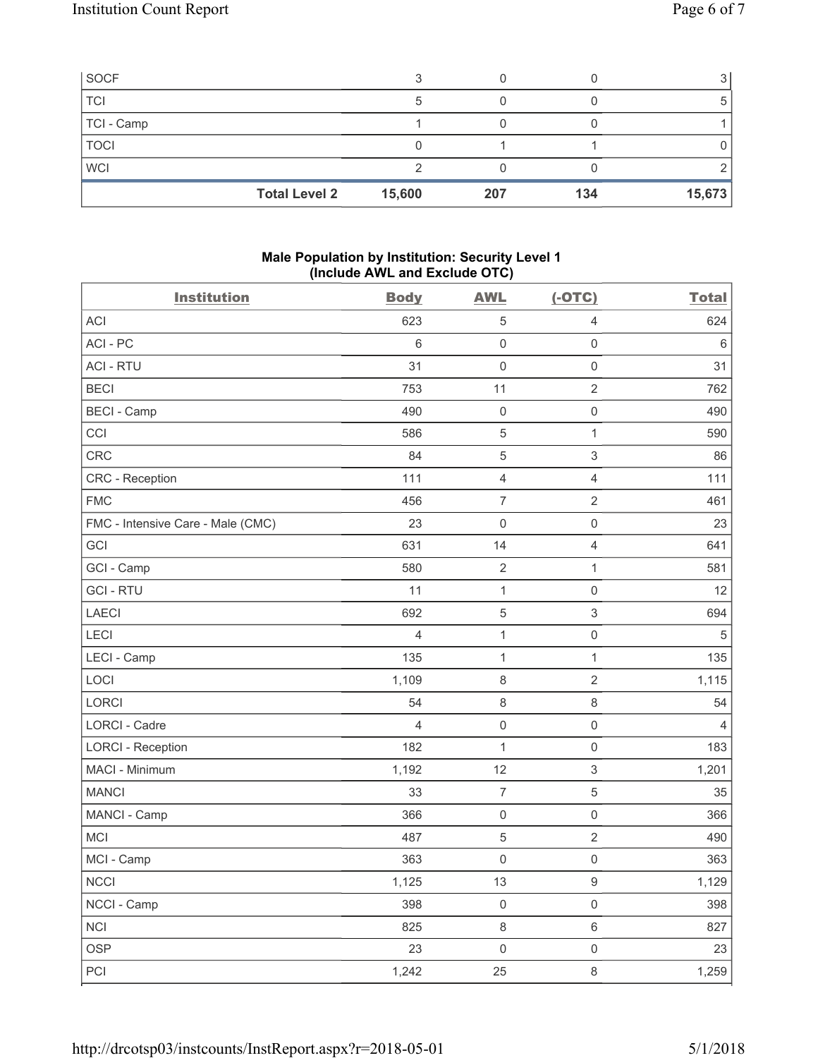| | | | | |
|---|---|---|---|---|
| SOCF | 3 | 0 | 0 | 3 |
| TCI | 5 | 0 | 0 | 5 |
| TCI - Camp | 1 | 0 | 0 | 1 |
| TOCI | 0 | 1 | 1 | 0 |
| WCI | 2 | 0 | 0 | 2 |
| **Total Level 2** | **15,600** | **207** | **134** | **15,673** |

### Male Population by Institution: Security Level 1 (Include AWL and Exclude OTC)

| Institution | Body | AWL | (-OTC) | Total |
|---|---|---|---|---|
| ACI | 623 | 5 | 4 | 624 |
| ACI - PC | 6 | 0 | 0 | 6 |
| ACI - RTU | 31 | 0 | 0 | 31 |
| BECI | 753 | 11 | 2 | 762 |
| BECI - Camp | 490 | 0 | 0 | 490 |
| CCI | 586 | 5 | 1 | 590 |
| CRC | 84 | 5 | 3 | 86 |
| CRC - Reception | 111 | 4 | 4 | 111 |
| FMC | 456 | 7 | 2 | 461 |
| FMC - Intensive Care - Male (CMC) | 23 | 0 | 0 | 23 |
| GCI | 631 | 14 | 4 | 641 |
| GCI - Camp | 580 | 2 | 1 | 581 |
| GCI - RTU | 11 | 1 | 0 | 12 |
| LAECI | 692 | 5 | 3 | 694 |
| LECI | 4 | 1 | 0 | 5 |
| LECI - Camp | 135 | 1 | 1 | 135 |
| LOCI | 1,109 | 8 | 2 | 1,115 |
| LORCI | 54 | 8 | 8 | 54 |
| LORCI - Cadre | 4 | 0 | 0 | 4 |
| LORCI - Reception | 182 | 1 | 0 | 183 |
| MACI - Minimum | 1,192 | 12 | 3 | 1,201 |
| MANCI | 33 | 7 | 5 | 35 |
| MANCI - Camp | 366 | 0 | 0 | 366 |
| MCI | 487 | 5 | 2 | 490 |
| MCI - Camp | 363 | 0 | 0 | 363 |
| NCCI | 1,125 | 13 | 9 | 1,129 |
| NCCI - Camp | 398 | 0 | 0 | 398 |
| NCI | 825 | 8 | 6 | 827 |
| OSP | 23 | 0 | 0 | 23 |
| PCI | 1,242 | 25 | 8 | 1,259 |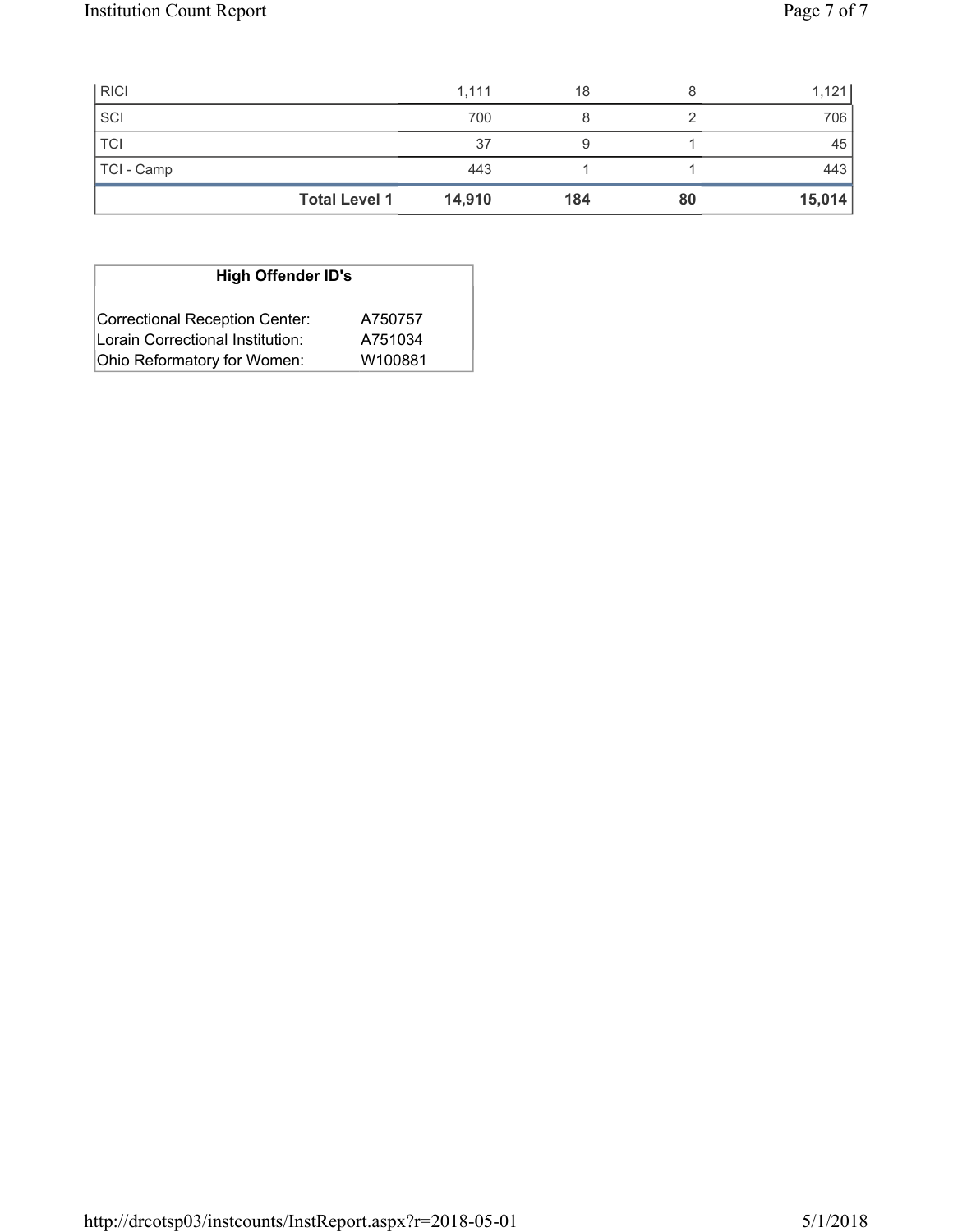| | | | | |
|---|---|---|---|---|
| RICI | 1,111 | 18 | 8 | 1,121 |
| SCI | 700 | 8 | 2 | 706 |
| TCI | 37 | 9 | 1 | 45 |
| TCI - Camp | 443 | 1 | 1 | 443 |
| **Total Level 1** | **14,910** | **184** | **80** | **15,014** |

| **High Offender ID's** | |
|---|---|
| Correctional Reception Center: | A750757 |
| Lorain Correctional Institution: | A751034 |
| Ohio Reformatory for Women: | W100881 |